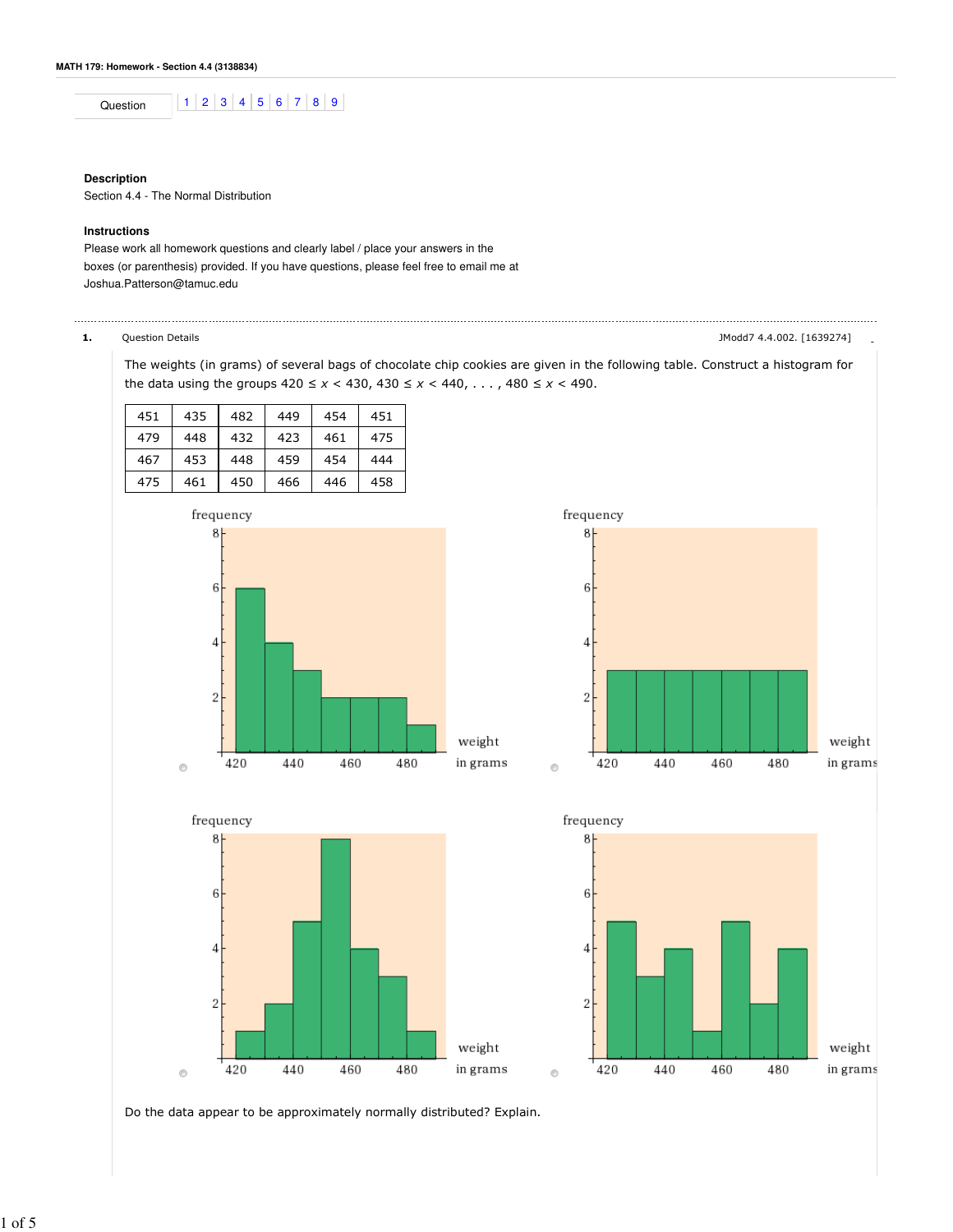**MATH 179: Homework - Section 4.4 (3138834)**

Question | 1 | 2 | 3 | 4 | 5 | 6 | 7 | 8 | 9

**Description**

Section 4.4 - The Normal Distribution

**Instructions**

Please work all homework questions and clearly label / place your answers in the boxes (or parenthesis) provided. If you have questions, please feel free to email me at Joshua.Patterson@tamuc.edu

---

**1.** Question Details JModd7 4.4.002. [1639274]

The weights (in grams) of several bags of chocolate chip cookies are given in the following table. Construct a histogram for the data using the groups $420 \le x < 430$, $430 \le x < 440$, . . . , $480 \le x < 490$.

| 451 | 435 | 482 | 449 | 454 | 451 |
|---|---|---|---|---|---|
| 479 | 448 | 432 | 423 | 461 | 475 |
| 467 | 453 | 448 | 459 | 454 | 444 |
| 475 | 461 | 450 | 466 | 446 | 458 |

Do the data appear to be approximately normally distributed? Explain.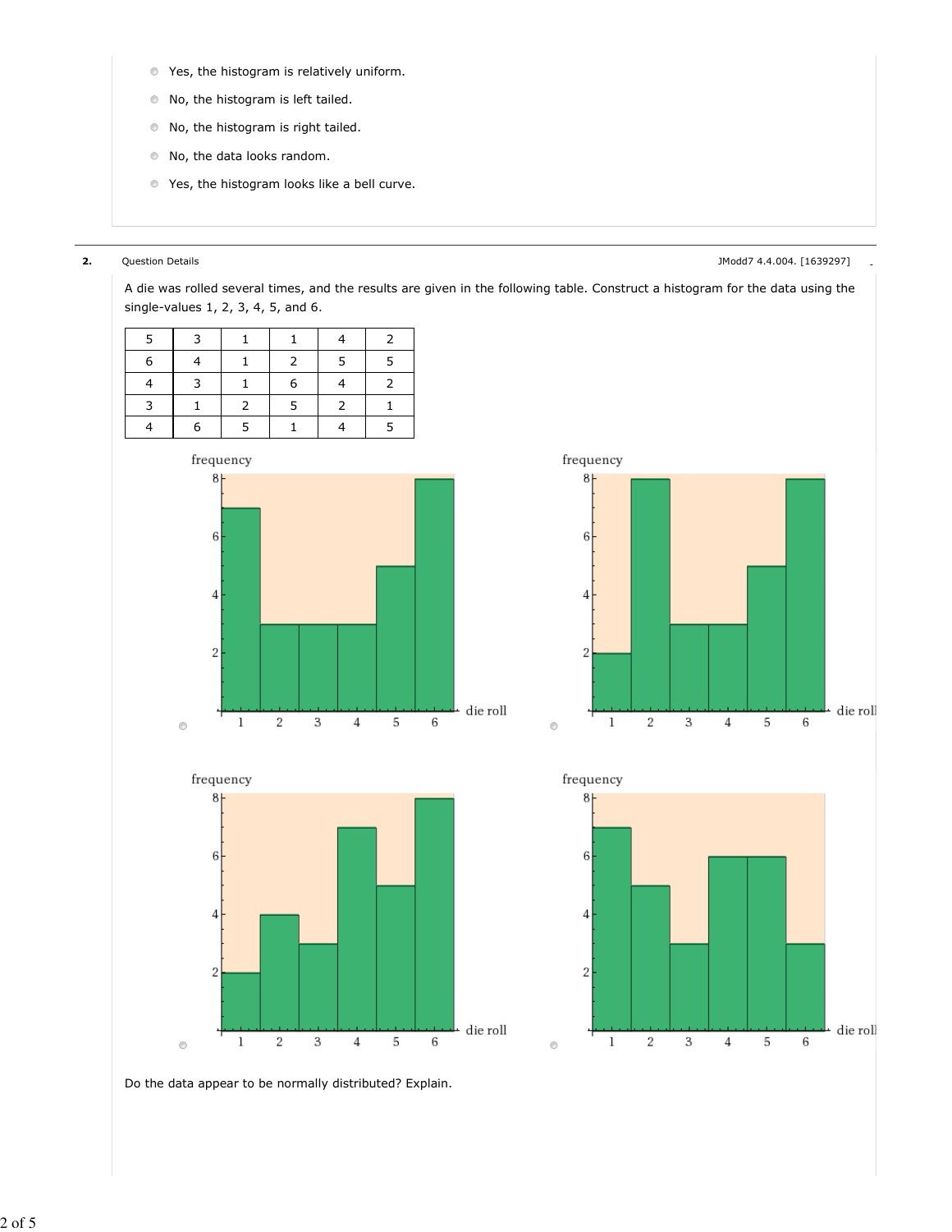- Yes, the histogram is relatively uniform.
- No, the histogram is left tailed.
- No, the histogram is right tailed.
- No, the data looks random.
- Yes, the histogram looks like a bell curve.

---

**2.** Question Details JModd7 4.4.004. [1639297]

A die was rolled several times, and the results are given in the following table. Construct a histogram for the data using the single-values 1, 2, 3, 4, 5, and 6.

| | | | | | |
|---|---|---|---|---|---|
| 5 | 3 | 1 | 1 | 4 | 2 |
| 6 | 4 | 1 | 2 | 5 | 5 |
| 4 | 3 | 1 | 6 | 4 | 2 |
| 3 | 1 | 2 | 5 | 2 | 1 |
| 4 | 6 | 5 | 1 | 4 | 5 |

Do the data appear to be normally distributed? Explain.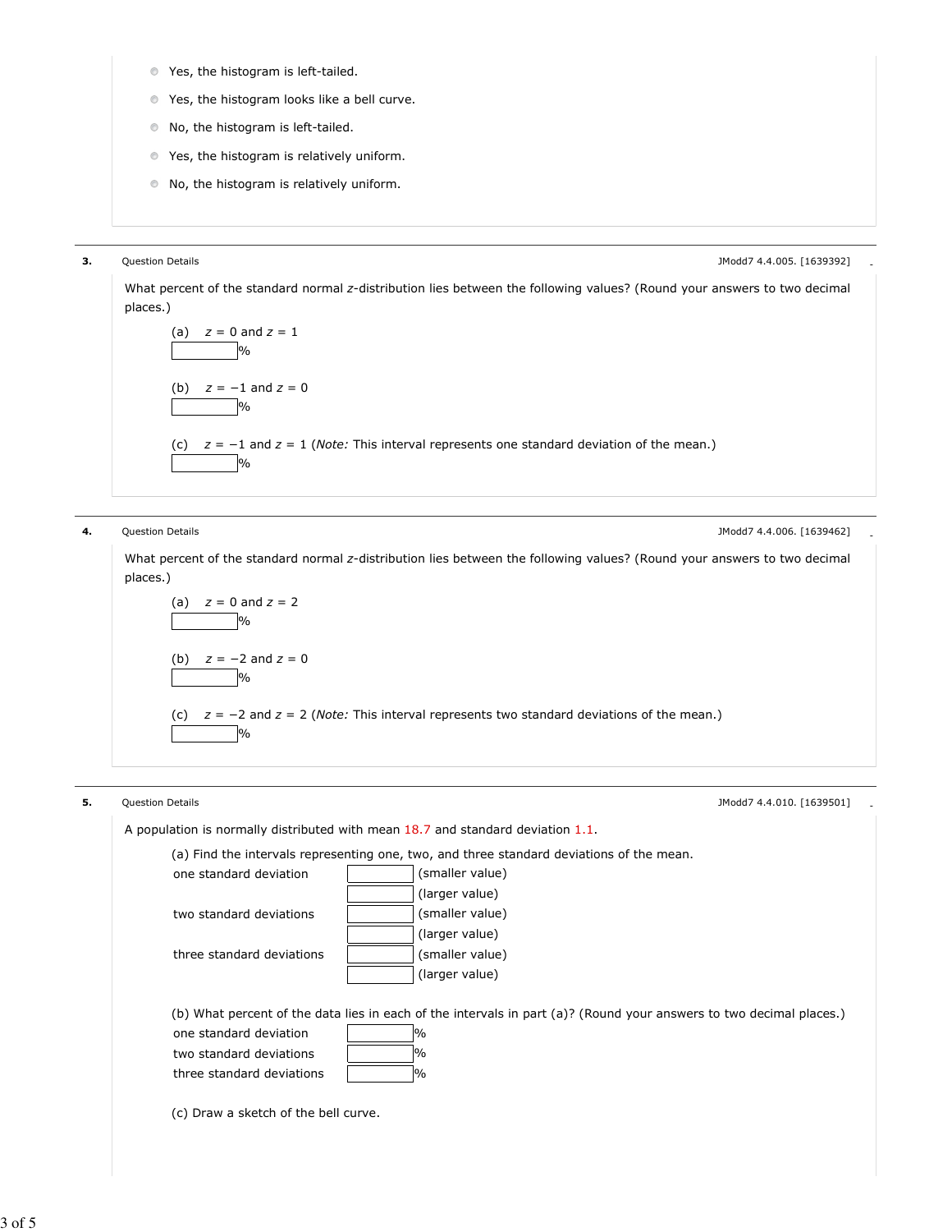- Yes, the histogram is left-tailed.
- Yes, the histogram looks like a bell curve.
- No, the histogram is left-tailed.
- Yes, the histogram is relatively uniform.
- No, the histogram is relatively uniform.

---

**3.** Question Details — JModd7 4.4.005. [1639392]

What percent of the standard normal $z$-distribution lies between the following values? (Round your answers to two decimal places.)

(a) $z = 0$ and $z = 1$

____ %

(b) $z = -1$ and $z = 0$

____ %

(c) $z = -1$ and $z = 1$ (*Note:* This interval represents one standard deviation of the mean.)

____ %

---

**4.** Question Details — JModd7 4.4.006. [1639462]

What percent of the standard normal $z$-distribution lies between the following values? (Round your answers to two decimal places.)

(a) $z = 0$ and $z = 2$

____ %

(b) $z = -2$ and $z = 0$

____ %

(c) $z = -2$ and $z = 2$ (*Note:* This interval represents two standard deviations of the mean.)

____ %

---

**5.** Question Details — JModd7 4.4.010. [1639501]

A population is normally distributed with mean 18.7 and standard deviation 1.1.

(a) Find the intervals representing one, two, and three standard deviations of the mean.

| | | |
|---|---|---|
| one standard deviation | ____ | (smaller value) |
| | ____ | (larger value) |
| two standard deviations | ____ | (smaller value) |
| | ____ | (larger value) |
| three standard deviations | ____ | (smaller value) |
| | ____ | (larger value) |

(b) What percent of the data lies in each of the intervals in part (a)? (Round your answers to two decimal places.)

| | |
|---|---|
| one standard deviation | ____ % |
| two standard deviations | ____ % |
| three standard deviations | ____ % |

(c) Draw a sketch of the bell curve.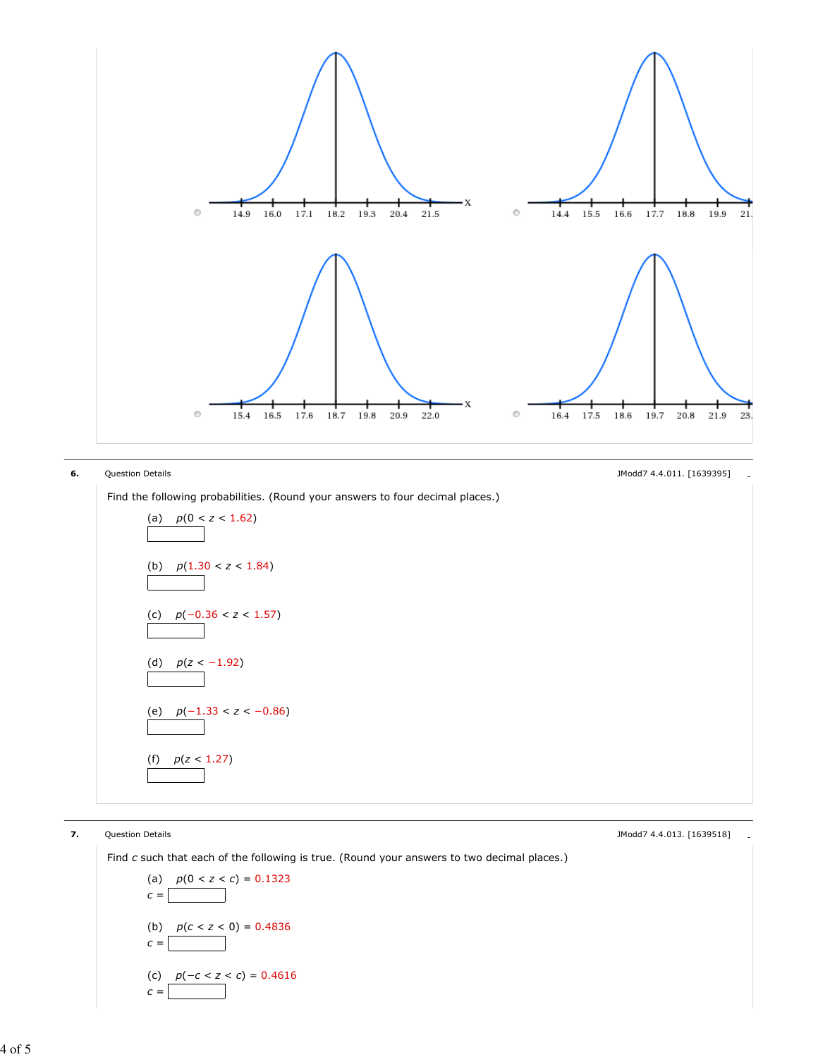14.9 16.0 17.1 18.2 19.3 20.4 21.5

14.4 15.5 16.6 17.7 18.8 19.9 21.

15.4 16.5 17.6 18.7 19.8 20.9 22.0

16.4 17.5 18.6 19.7 20.8 21.9 23.

**6.** Question Details — JModd7 4.4.011. [1639395]

Find the following probabilities. (Round your answers to four decimal places.)

(a) $p(0 < z < 1.62)$

(b) $p(1.30 < z < 1.84)$

(c) $p(-0.36 < z < 1.57)$

(d) $p(z < -1.92)$

(e) $p(-1.33 < z < -0.86)$

(f) $p(z < 1.27)$

**7.** Question Details — JModd7 4.4.013. [1639518]

Find $c$ such that each of the following is true. (Round your answers to two decimal places.)

(a) $p(0 < z < c) = 0.1323$

$c =$

(b) $p(c < z < 0) = 0.4836$

$c =$

(c) $p(-c < z < c) = 0.4616$

$c =$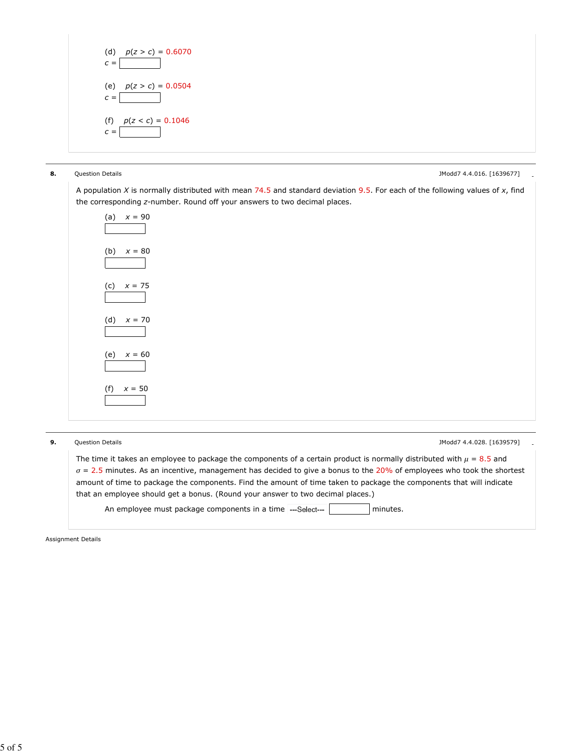(d) $p(z > c) = 0.6070$

$c =$ ______

(e) $p(z > c) = 0.0504$

$c =$ ______

(f) $p(z < c) = 0.1046$

$c =$ ______

---

**8.** Question Details — JModd7 4.4.016. [1639677]

A population $X$ is normally distributed with mean 74.5 and standard deviation 9.5. For each of the following values of $x$, find the corresponding $z$-number. Round off your answers to two decimal places.

(a) $x = 90$

______

(b) $x = 80$

______

(c) $x = 75$

______

(d) $x = 70$

______

(e) $x = 60$

______

(f) $x = 50$

______

---

**9.** Question Details — JModd7 4.4.028. [1639579]

The time it takes an employee to package the components of a certain product is normally distributed with $\mu = 8.5$ and $\sigma = 2.5$ minutes. As an incentive, management has decided to give a bonus to the 20% of employees who took the shortest amount of time to package the components. Find the amount of time taken to package the components that will indicate that an employee should get a bonus. (Round your answer to two decimal places.)

An employee must package components in a time ---Select--- ______ minutes.

Assignment Details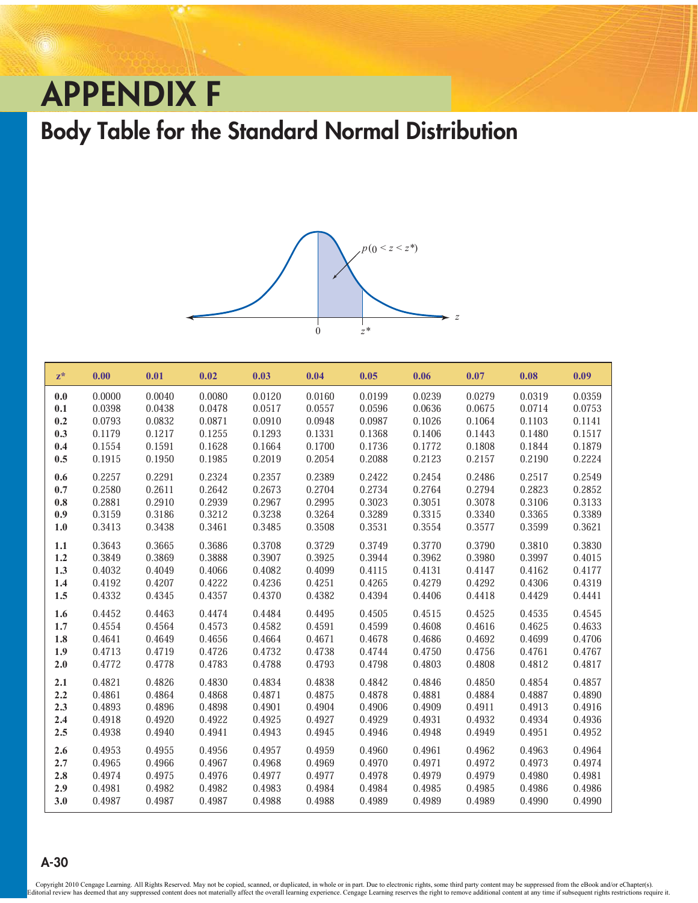# APPENDIX F

## Body Table for the Standard Normal Distribution

$p(0 < z < z^*)$

0

$z^*$

$z$

| $z^*$ | 0.00 | 0.01 | 0.02 | 0.03 | 0.04 | 0.05 | 0.06 | 0.07 | 0.08 | 0.09 |
|---|---|---|---|---|---|---|---|---|---|---|
| **0.0** | 0.0000 | 0.0040 | 0.0080 | 0.0120 | 0.0160 | 0.0199 | 0.0239 | 0.0279 | 0.0319 | 0.0359 |
| **0.1** | 0.0398 | 0.0438 | 0.0478 | 0.0517 | 0.0557 | 0.0596 | 0.0636 | 0.0675 | 0.0714 | 0.0753 |
| **0.2** | 0.0793 | 0.0832 | 0.0871 | 0.0910 | 0.0948 | 0.0987 | 0.1026 | 0.1064 | 0.1103 | 0.1141 |
| **0.3** | 0.1179 | 0.1217 | 0.1255 | 0.1293 | 0.1331 | 0.1368 | 0.1406 | 0.1443 | 0.1480 | 0.1517 |
| **0.4** | 0.1554 | 0.1591 | 0.1628 | 0.1664 | 0.1700 | 0.1736 | 0.1772 | 0.1808 | 0.1844 | 0.1879 |
| **0.5** | 0.1915 | 0.1950 | 0.1985 | 0.2019 | 0.2054 | 0.2088 | 0.2123 | 0.2157 | 0.2190 | 0.2224 |
| **0.6** | 0.2257 | 0.2291 | 0.2324 | 0.2357 | 0.2389 | 0.2422 | 0.2454 | 0.2486 | 0.2517 | 0.2549 |
| **0.7** | 0.2580 | 0.2611 | 0.2642 | 0.2673 | 0.2704 | 0.2734 | 0.2764 | 0.2794 | 0.2823 | 0.2852 |
| **0.8** | 0.2881 | 0.2910 | 0.2939 | 0.2967 | 0.2995 | 0.3023 | 0.3051 | 0.3078 | 0.3106 | 0.3133 |
| **0.9** | 0.3159 | 0.3186 | 0.3212 | 0.3238 | 0.3264 | 0.3289 | 0.3315 | 0.3340 | 0.3365 | 0.3389 |
| **1.0** | 0.3413 | 0.3438 | 0.3461 | 0.3485 | 0.3508 | 0.3531 | 0.3554 | 0.3577 | 0.3599 | 0.3621 |
| **1.1** | 0.3643 | 0.3665 | 0.3686 | 0.3708 | 0.3729 | 0.3749 | 0.3770 | 0.3790 | 0.3810 | 0.3830 |
| **1.2** | 0.3849 | 0.3869 | 0.3888 | 0.3907 | 0.3925 | 0.3944 | 0.3962 | 0.3980 | 0.3997 | 0.4015 |
| **1.3** | 0.4032 | 0.4049 | 0.4066 | 0.4082 | 0.4099 | 0.4115 | 0.4131 | 0.4147 | 0.4162 | 0.4177 |
| **1.4** | 0.4192 | 0.4207 | 0.4222 | 0.4236 | 0.4251 | 0.4265 | 0.4279 | 0.4292 | 0.4306 | 0.4319 |
| **1.5** | 0.4332 | 0.4345 | 0.4357 | 0.4370 | 0.4382 | 0.4394 | 0.4406 | 0.4418 | 0.4429 | 0.4441 |
| **1.6** | 0.4452 | 0.4463 | 0.4474 | 0.4484 | 0.4495 | 0.4505 | 0.4515 | 0.4525 | 0.4535 | 0.4545 |
| **1.7** | 0.4554 | 0.4564 | 0.4573 | 0.4582 | 0.4591 | 0.4599 | 0.4608 | 0.4616 | 0.4625 | 0.4633 |
| **1.8** | 0.4641 | 0.4649 | 0.4656 | 0.4664 | 0.4671 | 0.4678 | 0.4686 | 0.4692 | 0.4699 | 0.4706 |
| **1.9** | 0.4713 | 0.4719 | 0.4726 | 0.4732 | 0.4738 | 0.4744 | 0.4750 | 0.4756 | 0.4761 | 0.4767 |
| **2.0** | 0.4772 | 0.4778 | 0.4783 | 0.4788 | 0.4793 | 0.4798 | 0.4803 | 0.4808 | 0.4812 | 0.4817 |
| **2.1** | 0.4821 | 0.4826 | 0.4830 | 0.4834 | 0.4838 | 0.4842 | 0.4846 | 0.4850 | 0.4854 | 0.4857 |
| **2.2** | 0.4861 | 0.4864 | 0.4868 | 0.4871 | 0.4875 | 0.4878 | 0.4881 | 0.4884 | 0.4887 | 0.4890 |
| **2.3** | 0.4893 | 0.4896 | 0.4898 | 0.4901 | 0.4904 | 0.4906 | 0.4909 | 0.4911 | 0.4913 | 0.4916 |
| **2.4** | 0.4918 | 0.4920 | 0.4922 | 0.4925 | 0.4927 | 0.4929 | 0.4931 | 0.4932 | 0.4934 | 0.4936 |
| **2.5** | 0.4938 | 0.4940 | 0.4941 | 0.4943 | 0.4945 | 0.4946 | 0.4948 | 0.4949 | 0.4951 | 0.4952 |
| **2.6** | 0.4953 | 0.4955 | 0.4956 | 0.4957 | 0.4959 | 0.4960 | 0.4961 | 0.4962 | 0.4963 | 0.4964 |
| **2.7** | 0.4965 | 0.4966 | 0.4967 | 0.4968 | 0.4969 | 0.4970 | 0.4971 | 0.4972 | 0.4973 | 0.4974 |
| **2.8** | 0.4974 | 0.4975 | 0.4976 | 0.4977 | 0.4977 | 0.4978 | 0.4979 | 0.4979 | 0.4980 | 0.4981 |
| **2.9** | 0.4981 | 0.4982 | 0.4982 | 0.4983 | 0.4984 | 0.4984 | 0.4985 | 0.4985 | 0.4986 | 0.4986 |
| **3.0** | 0.4987 | 0.4987 | 0.4987 | 0.4988 | 0.4988 | 0.4989 | 0.4989 | 0.4989 | 0.4990 | 0.4990 |

Copyright 2010 Cengage Learning. All Rights Reserved. May not be copied, scanned, or duplicated, in whole or in part. Due to electronic rights, some third party content may be suppressed from the eBook and/or eChapter(s). Editorial review has deemed that any suppressed content does not materially affect the overall learning experience. Cengage Learning reserves the right to remove additional content at any time if subsequent rights restrictions require it.